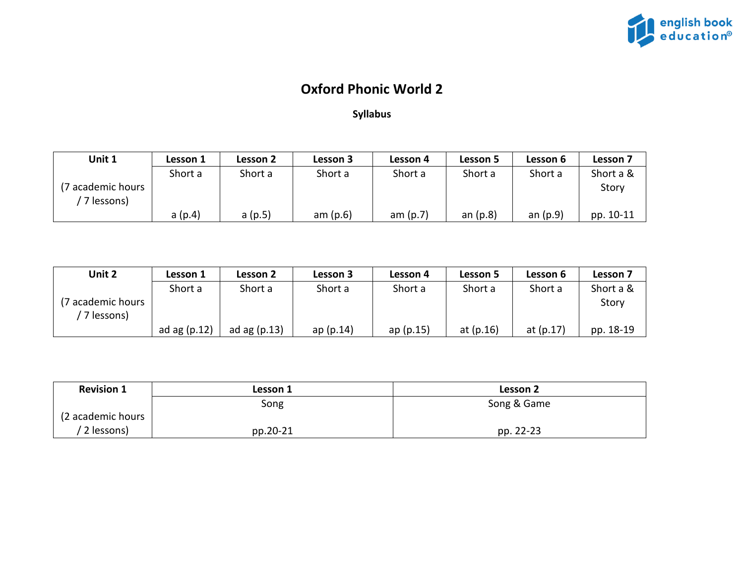# Oxford Phonic World 2

## Syllabus

| Unit 1 | Lesson 1 | Lesson 2 | Lesson 3 | Lesson 4 | Lesson 5 | Lesson 6 | Lesson 7 |
|---|---|---|---|---|---|---|---|
| (7 academic hours / 7 lessons) | Short a<br><br>a (p.4) | Short a<br><br>a (p.5) | Short a<br><br>am (p.6) | Short a<br><br>am (p.7) | Short a<br><br>an (p.8) | Short a<br><br>an (p.9) | Short a & Story<br><br>pp. 10-11 |

| Unit 2 | Lesson 1 | Lesson 2 | Lesson 3 | Lesson 4 | Lesson 5 | Lesson 6 | Lesson 7 |
|---|---|---|---|---|---|---|---|
| (7 academic hours / 7 lessons) | Short a<br><br>ad ag (p.12) | Short a<br><br>ad ag (p.13) | Short a<br><br>ap (p.14) | Short a<br><br>ap (p.15) | Short a<br><br>at (p.16) | Short a<br><br>at (p.17) | Short a & Story<br><br>pp. 18-19 |

| Revision 1 | Lesson 1 | Lesson 2 |
|---|---|---|
| (2 academic hours / 2 lessons) | Song<br><br>pp.20-21 | Song & Game<br><br>pp. 22-23 |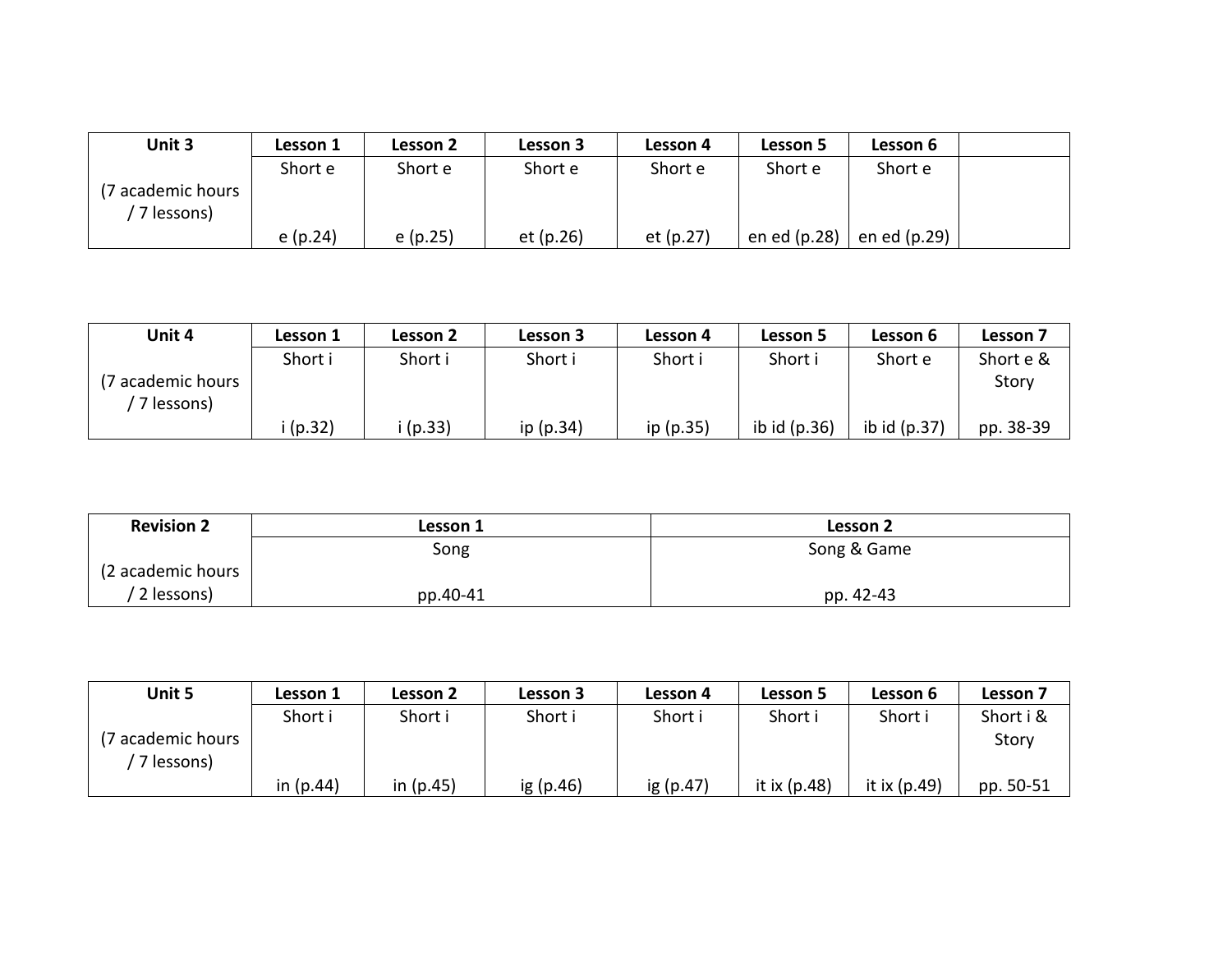| Unit 3 | Lesson 1 | Lesson 2 | Lesson 3 | Lesson 4 | Lesson 5 | Lesson 6 | |
|---|---|---|---|---|---|---|---|
| (7 academic hours / 7 lessons) | Short e<br><br>e (p.24) | Short e<br><br>e (p.25) | Short e<br><br>et (p.26) | Short e<br><br>et (p.27) | Short e<br><br>en ed (p.28) | Short e<br><br>en ed (p.29) | |

| Unit 4 | Lesson 1 | Lesson 2 | Lesson 3 | Lesson 4 | Lesson 5 | Lesson 6 | Lesson 7 |
|---|---|---|---|---|---|---|---|
| (7 academic hours / 7 lessons) | Short i<br><br>i (p.32) | Short i<br><br>i (p.33) | Short i<br><br>ip (p.34) | Short i<br><br>ip (p.35) | Short i<br><br>ib id (p.36) | Short e<br><br>ib id (p.37) | Short e & Story<br><br>pp. 38-39 |

| Revision 2 | Lesson 1 | Lesson 2 |
|---|---|---|
| (2 academic hours / 2 lessons) | Song<br><br>pp.40-41 | Song & Game<br><br>pp. 42-43 |

| Unit 5 | Lesson 1 | Lesson 2 | Lesson 3 | Lesson 4 | Lesson 5 | Lesson 6 | Lesson 7 |
|---|---|---|---|---|---|---|---|
| (7 academic hours / 7 lessons) | Short i<br><br>in (p.44) | Short i<br><br>in (p.45) | Short i<br><br>ig (p.46) | Short i<br><br>ig (p.47) | Short i<br><br>it ix (p.48) | Short i<br><br>it ix (p.49) | Short i & Story<br><br>pp. 50-51 |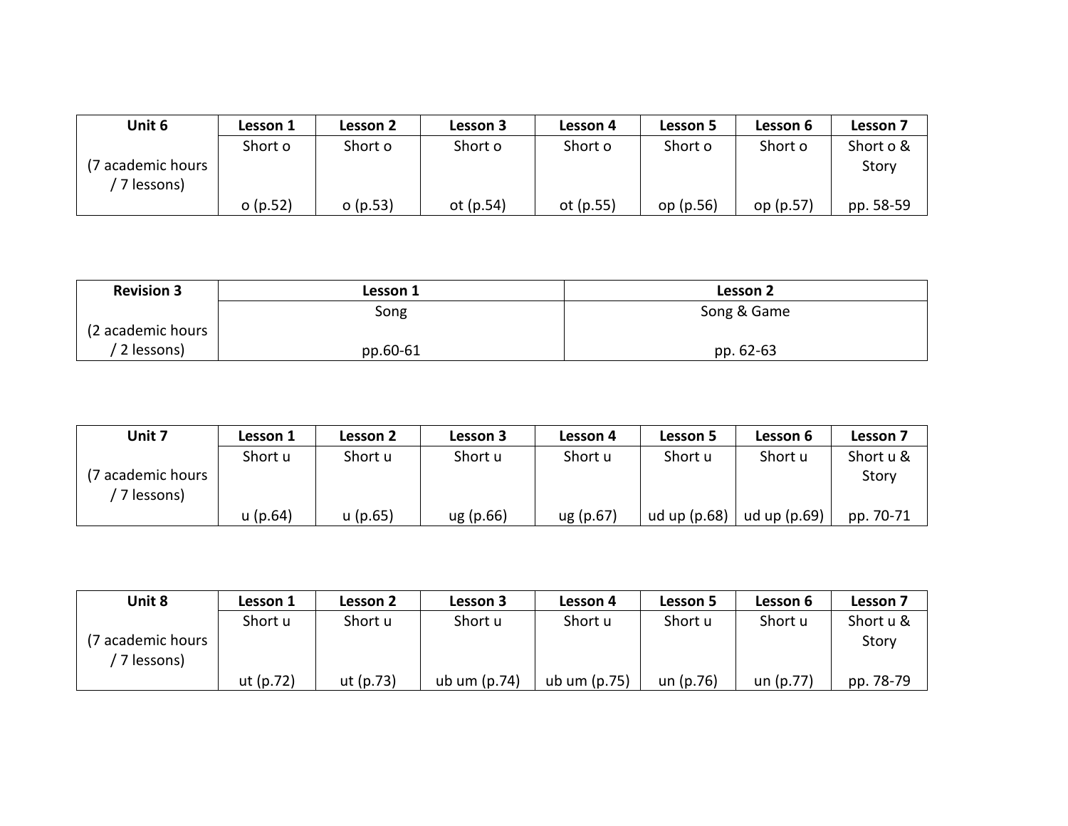| Unit 6 | Lesson 1 | Lesson 2 | Lesson 3 | Lesson 4 | Lesson 5 | Lesson 6 | Lesson 7 |
|---|---|---|---|---|---|---|---|
| (7 academic hours / 7 lessons) | Short o<br><br>o (p.52) | Short o<br><br>o (p.53) | Short o<br><br>ot (p.54) | Short o<br><br>ot (p.55) | Short o<br><br>op (p.56) | Short o<br><br>op (p.57) | Short o & Story<br><br>pp. 58-59 |

| Revision 3 | Lesson 1 | Lesson 2 |
|---|---|---|
| (2 academic hours / 2 lessons) | Song<br><br>pp.60-61 | Song & Game<br><br>pp. 62-63 |

| Unit 7 | Lesson 1 | Lesson 2 | Lesson 3 | Lesson 4 | Lesson 5 | Lesson 6 | Lesson 7 |
|---|---|---|---|---|---|---|---|
| (7 academic hours / 7 lessons) | Short u<br><br>u (p.64) | Short u<br><br>u (p.65) | Short u<br><br>ug (p.66) | Short u<br><br>ug (p.67) | Short u<br><br>ud up (p.68) | Short u<br><br>ud up (p.69) | Short u & Story<br><br>pp. 70-71 |

| Unit 8 | Lesson 1 | Lesson 2 | Lesson 3 | Lesson 4 | Lesson 5 | Lesson 6 | Lesson 7 |
|---|---|---|---|---|---|---|---|
| (7 academic hours / 7 lessons) | Short u<br><br>ut (p.72) | Short u<br><br>ut (p.73) | Short u<br><br>ub um (p.74) | Short u<br><br>ub um (p.75) | Short u<br><br>un (p.76) | Short u<br><br>un (p.77) | Short u & Story<br><br>pp. 78-79 |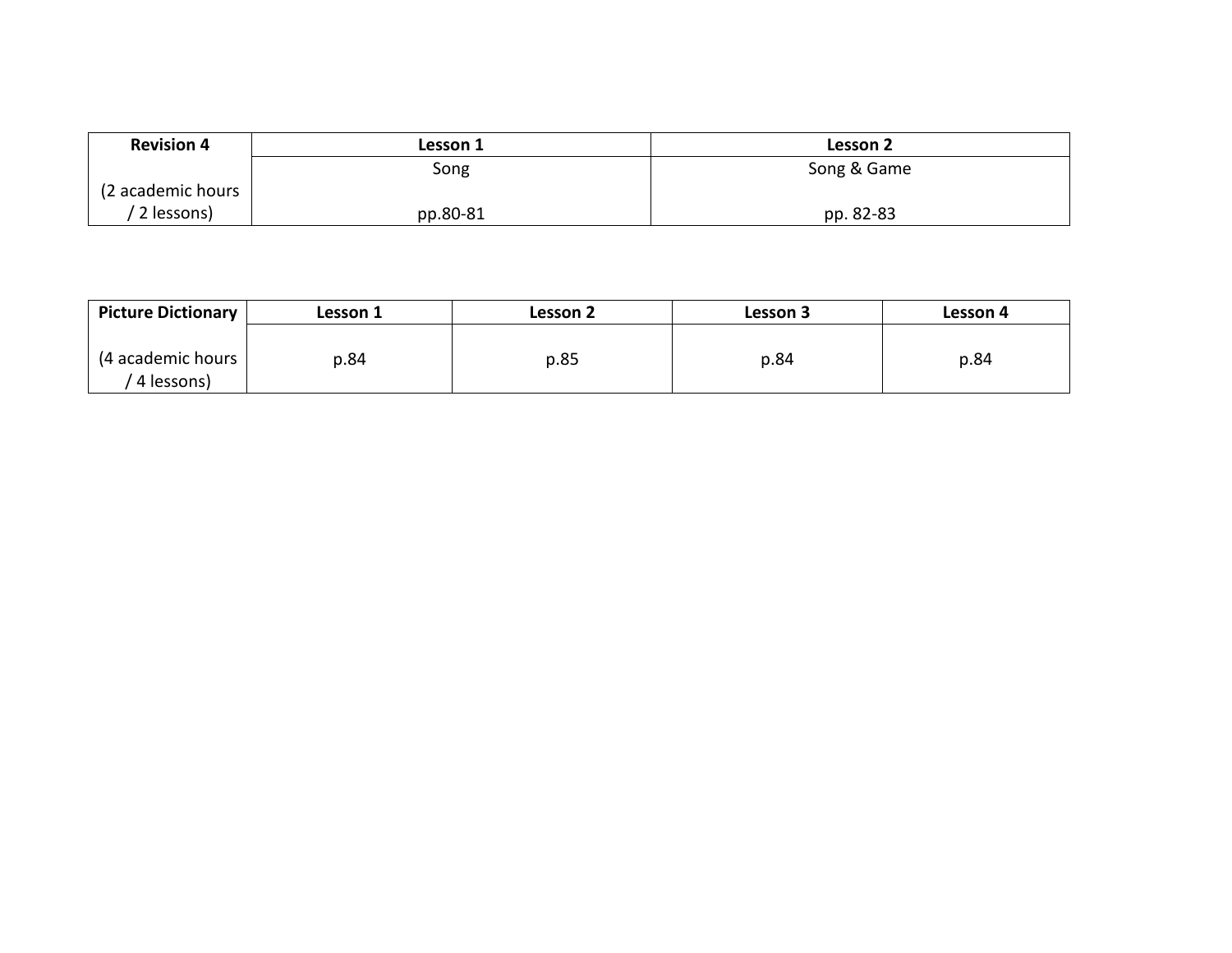| Revision 4<br><br>(2 academic hours / 2 lessons) | Lesson 1 | Lesson 2 |
|---|---|---|
| | Song<br><br>pp.80-81 | Song & Game<br><br>pp. 82-83 |

| Picture Dictionary<br><br>(4 academic hours / 4 lessons) | Lesson 1 | Lesson 2 | Lesson 3 | Lesson 4 |
|---|---|---|---|---|
| | p.84 | p.85 | p.84 | p.84 |